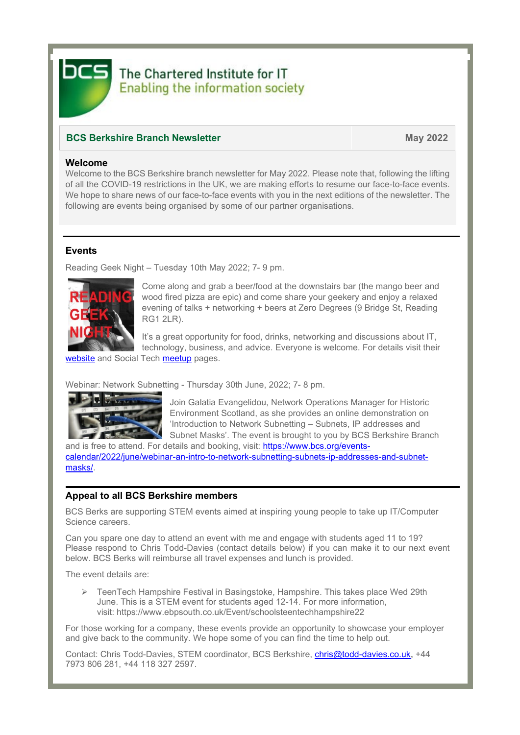The Chartered Institute for IT
Enabling the information society

| **BCS Berkshire Branch Newsletter** | **May 2022** |
| --- | --- |

## Welcome

Welcome to the BCS Berkshire branch newsletter for May 2022. Please note that, following the lifting of all the COVID-19 restrictions in the UK, we are making efforts to resume our face-to-face events. We hope to share news of our face-to-face events with you in the next editions of the newsletter. The following are events being organised by some of our partner organisations.

## Events

Reading Geek Night – Tuesday 10th May 2022; 7- 9 pm.

Come along and grab a beer/food at the downstairs bar (the mango beer and wood fired pizza are epic) and come share your geekery and enjoy a relaxed evening of talks + networking + beers at Zero Degrees (9 Bridge St, Reading RG1 2LR).

It's a great opportunity for food, drinks, networking and discussions about IT, technology, business, and advice. Everyone is welcome. For details visit their website and Social Tech meetup pages.

Webinar: Network Subnetting - Thursday 30th June, 2022; 7- 8 pm.

Join Galatia Evangelidou, Network Operations Manager for Historic Environment Scotland, as she provides an online demonstration on 'Introduction to Network Subnetting – Subnets, IP addresses and Subnet Masks'. The event is brought to you by BCS Berkshire Branch and is free to attend. For details and booking, visit: https://www.bcs.org/events-calendar/2022/june/webinar-an-intro-to-network-subnetting-subnets-ip-addresses-and-subnet-masks/.

## Appeal to all BCS Berkshire members

BCS Berks are supporting STEM events aimed at inspiring young people to take up IT/Computer Science careers.

Can you spare one day to attend an event with me and engage with students aged 11 to 19? Please respond to Chris Todd-Davies (contact details below) if you can make it to our next event below. BCS Berks will reimburse all travel expenses and lunch is provided.

The event details are:

- TeenTech Hampshire Festival in Basingstoke, Hampshire. This takes place Wed 29th June. This is a STEM event for students aged 12-14. For more information, visit: https://www.ebpsouth.co.uk/Event/schoolsteentechhampshire22

For those working for a company, these events provide an opportunity to showcase your employer and give back to the community. We hope some of you can find the time to help out.

Contact: Chris Todd-Davies, STEM coordinator, BCS Berkshire, chris@todd-davies.co.uk, +44 7973 806 281, +44 118 327 2597.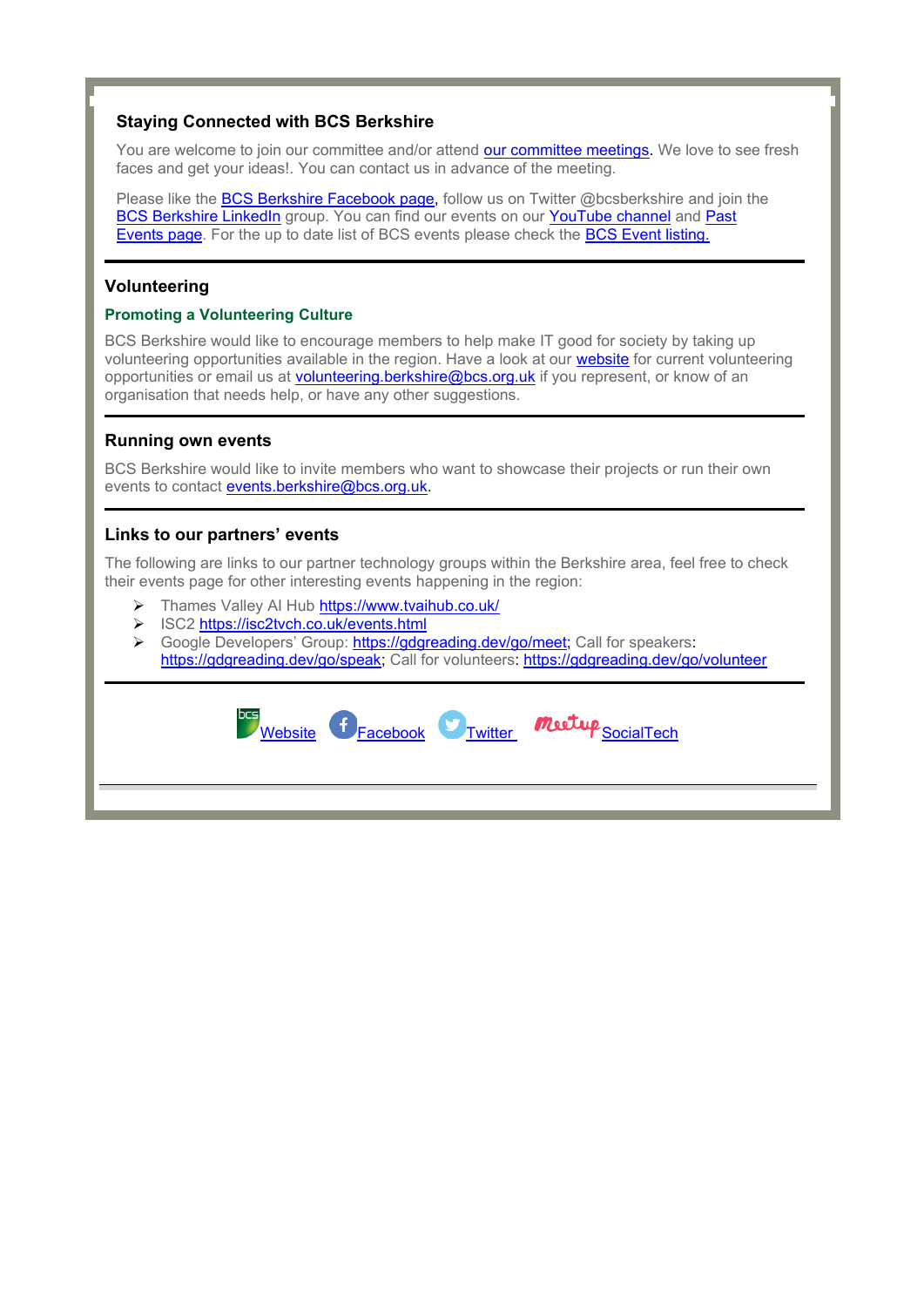## Staying Connected with BCS Berkshire

You are welcome to join our committee and/or attend our committee meetings. We love to see fresh faces and get your ideas!. You can contact us in advance of the meeting.

Please like the BCS Berkshire Facebook page, follow us on Twitter @bcsberkshire and join the BCS Berkshire LinkedIn group. You can find our events on our YouTube channel and Past Events page. For the up to date list of BCS events please check the BCS Event listing.

---

## Volunteering

### Promoting a Volunteering Culture

BCS Berkshire would like to encourage members to help make IT good for society by taking up volunteering opportunities available in the region. Have a look at our website for current volunteering opportunities or email us at volunteering.berkshire@bcs.org.uk if you represent, or know of an organisation that needs help, or have any other suggestions.

---

## Running own events

BCS Berkshire would like to invite members who want to showcase their projects or run their own events to contact events.berkshire@bcs.org.uk.

---

## Links to our partners' events

The following are links to our partner technology groups within the Berkshire area, feel free to check their events page for other interesting events happening in the region:

- Thames Valley AI Hub https://www.tvaihub.co.uk/
- ISC2 https://isc2tvch.co.uk/events.html
- Google Developers' Group: https://gdgreading.dev/go/meet; Call for speakers: https://gdgreading.dev/go/speak; Call for volunteers: https://gdgreading.dev/go/volunteer

---

Website Facebook Twitter SocialTech